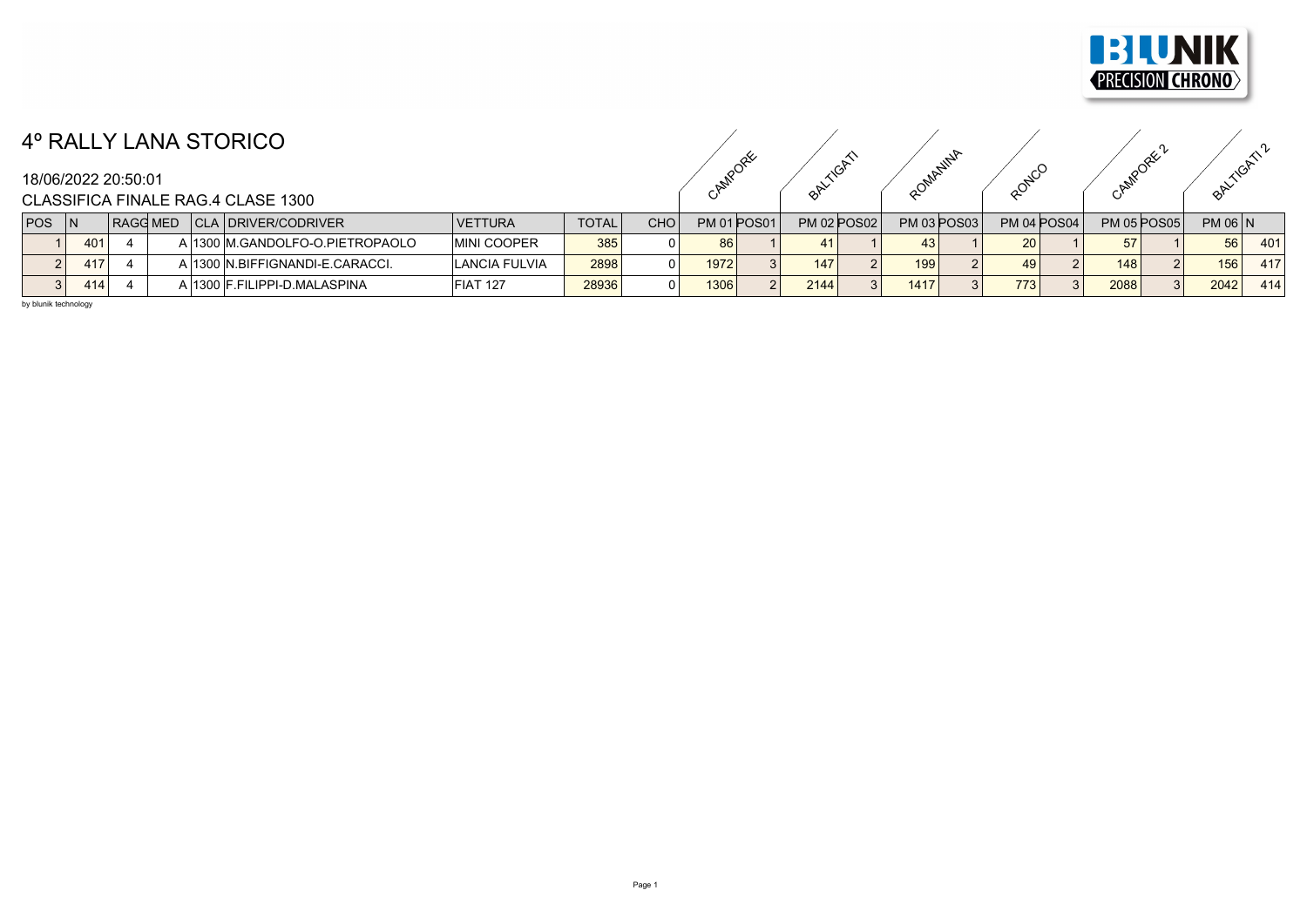# 4º RALLY LANA STORICO

18/06/2022 20:50:01

CLASSIFICA FINALE RAG.4 CLASE 1300

| | | | | | | | | | CAMPORE | | BALTIGATI | | ROMANINA | | RONCO | | CAMPORE 2 | | BALTIGATI 2 | |
|---|---|---|---|---|---|---|---|---|---|---|---|---|---|---|---|---|---|---|---|---|
| POS | N | RAGG | MED | CLA | DRIVER/CODRIVER | VETTURA | TOTAL | CHO | PM 01 | POS01 | PM 02 | POS02 | PM 03 | POS03 | PM 04 | POS04 | PM 05 | POS05 | PM 06 | N |
| 1 | 401 | 4 | A | 1300 | M.GANDOLFO-O.PIETROPAOLO | MINI COOPER | 385 | 0 | 86 | 1 | 41 | 1 | 43 | 1 | 20 | 1 | 57 | 1 | 56 | 401 |
| 2 | 417 | 4 | A | 1300 | N.BIFFIGNANDI-E.CARACCI. | LANCIA FULVIA | 2898 | 0 | 1972 | 3 | 147 | 2 | 199 | 2 | 49 | 2 | 148 | 2 | 156 | 417 |
| 3 | 414 | 4 | A | 1300 | F.FILIPPI-D.MALASPINA | FIAT 127 | 28936 | 0 | 1306 | 2 | 2144 | 3 | 1417 | 3 | 773 | 3 | 2088 | 3 | 2042 | 414 |

by blunik technology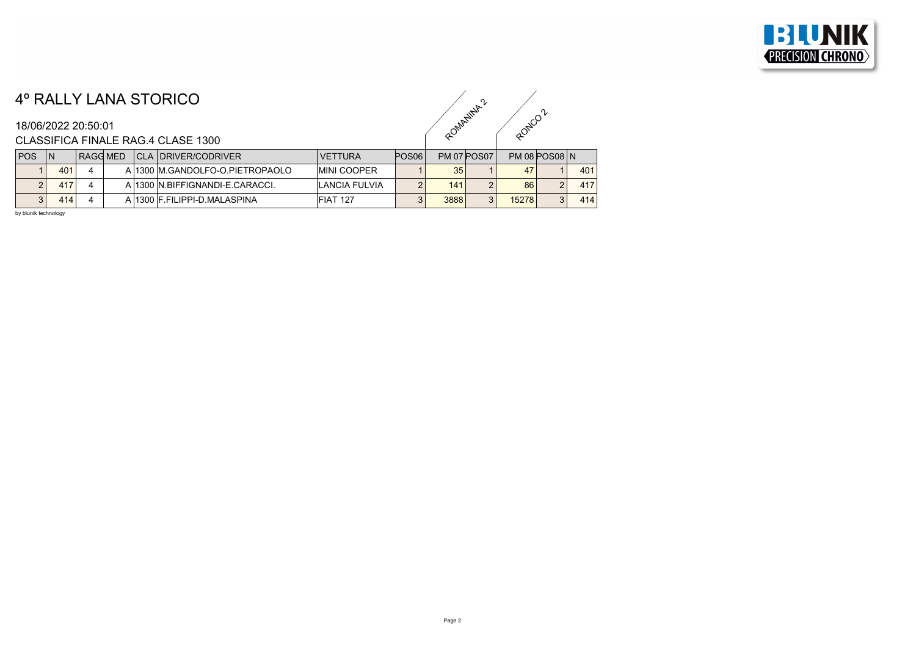# 4º RALLY LANA STORICO

18/06/2022 20:50:01

CLASSIFICA FINALE RAG.4 CLASE 1300

| | | | | | | | | ROMANINA 2 | | RONCO 2 | | |
|---|---|---|---|---|---|---|---|---|---|---|---|---|
| POS | N | RAGG | MED | CLA | DRIVER/CODRIVER | VETTURA | POS06 | PM 07 | POS07 | PM 08 | POS08 | N |
| 1 | 401 | 4 | A | 1300 | M.GANDOLFO-O.PIETROPAOLO | MINI COOPER | 1 | 35 | 1 | 47 | 1 | 401 |
| 2 | 417 | 4 | A | 1300 | N.BIFFIGNANDI-E.CARACCI. | LANCIA FULVIA | 2 | 141 | 2 | 86 | 2 | 417 |
| 3 | 414 | 4 | A | 1300 | F.FILIPPI-D.MALASPINA | FIAT 127 | 3 | 3888 | 3 | 15278 | 3 | 414 |

by blunik technology